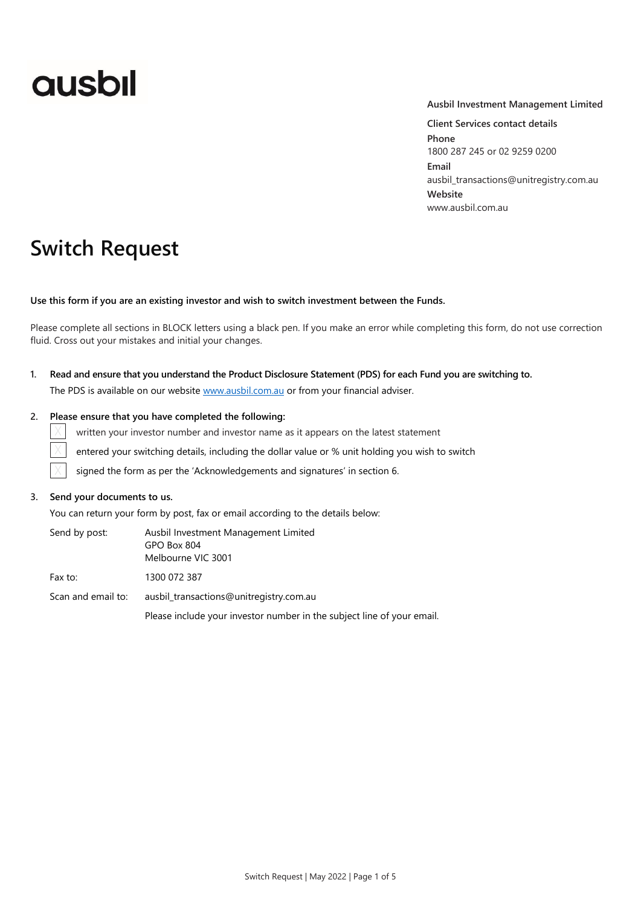ausbil

**Ausbil Investment Management Limited**

**Client Services contact details**

**Phone**
1800 287 245 or 02 9259 0200

**Email**
ausbil_transactions@unitregistry.com.au

**Website**
www.ausbil.com.au

# Switch Request

**Use this form if you are an existing investor and wish to switch investment between the Funds.**

Please complete all sections in BLOCK letters using a black pen. If you make an error while completing this form, do not use correction fluid. Cross out your mistakes and initial your changes.

1. **Read and ensure that you understand the Product Disclosure Statement (PDS) for each Fund you are switching to.**

   The PDS is available on our website www.ausbil.com.au or from your financial adviser.

2. **Please ensure that you have completed the following:**

   - [ ] written your investor number and investor name as it appears on the latest statement
   - [ ] entered your switching details, including the dollar value or % unit holding you wish to switch
   - [ ] signed the form as per the 'Acknowledgements and signatures' in section 6.

3. **Send your documents to us.**

   You can return your form by post, fax or email according to the details below:

   | | |
   |---|---|
   | Send by post: | Ausbil Investment Management Limited<br>GPO Box 804<br>Melbourne VIC 3001 |
   | Fax to: | 1300 072 387 |
   | Scan and email to: | ausbil_transactions@unitregistry.com.au |
   | | Please include your investor number in the subject line of your email. |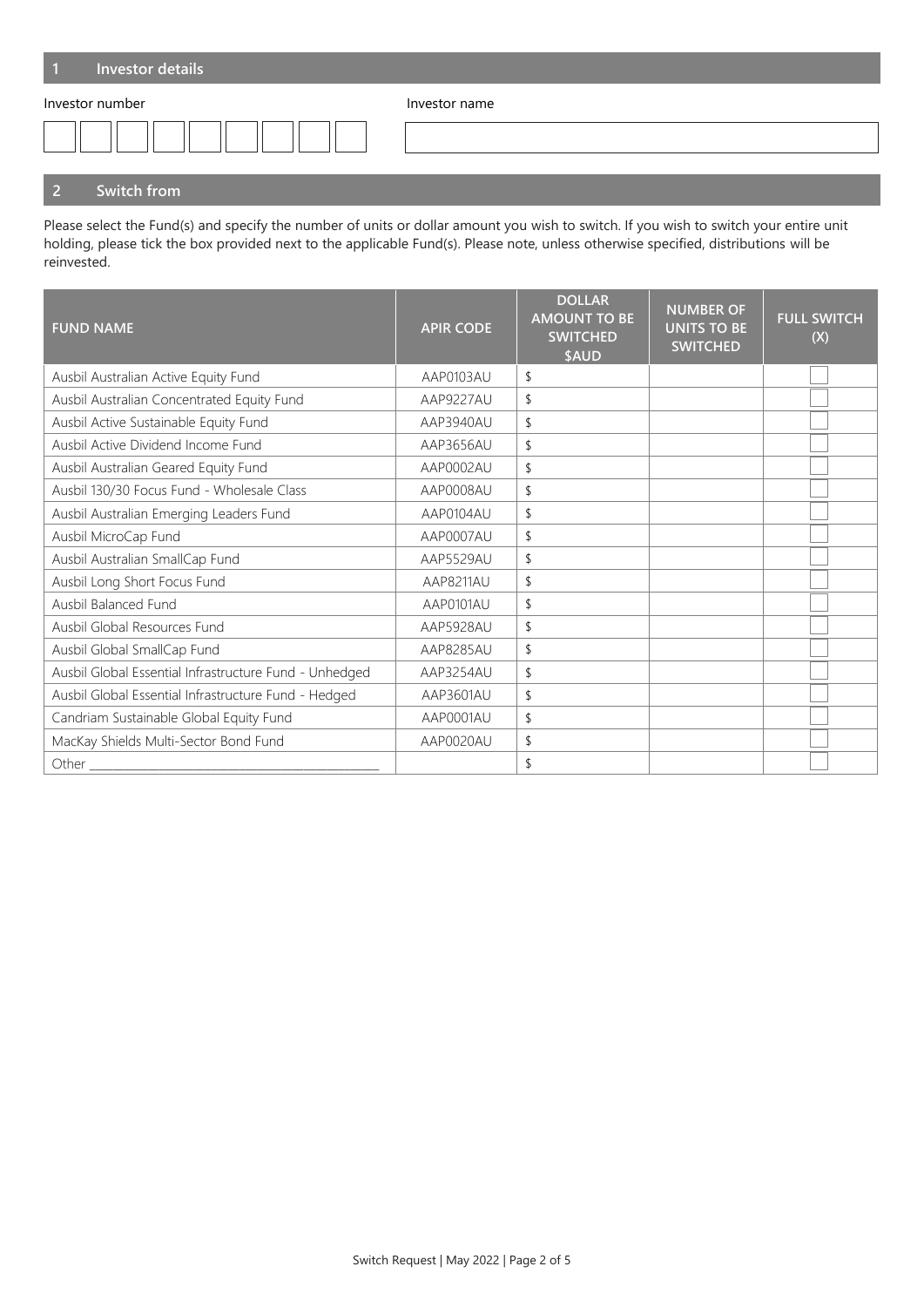## 1 Investor details

Investor number

| | | | | | | | | |
|---|---|---|---|---|---|---|---|---|
| | | | | | | | | |

Investor name

| |
|---|
| |

## 2 Switch from

Please select the Fund(s) and specify the number of units or dollar amount you wish to switch. If you wish to switch your entire unit holding, please tick the box provided next to the applicable Fund(s). Please note, unless otherwise specified, distributions will be reinvested.

| FUND NAME | APIR CODE | DOLLAR AMOUNT TO BE SWITCHED $AUD | NUMBER OF UNITS TO BE SWITCHED | FULL SWITCH (X) |
|---|---|---|---|---|
| Ausbil Australian Active Equity Fund | AAP0103AU | $ | | |
| Ausbil Australian Concentrated Equity Fund | AAP9227AU | $ | | |
| Ausbil Active Sustainable Equity Fund | AAP3940AU | $ | | |
| Ausbil Active Dividend Income Fund | AAP3656AU | $ | | |
| Ausbil Australian Geared Equity Fund | AAP0002AU | $ | | |
| Ausbil 130/30 Focus Fund - Wholesale Class | AAP0008AU | $ | | |
| Ausbil Australian Emerging Leaders Fund | AAP0104AU | $ | | |
| Ausbil MicroCap Fund | AAP0007AU | $ | | |
| Ausbil Australian SmallCap Fund | AAP5529AU | $ | | |
| Ausbil Long Short Focus Fund | AAP8211AU | $ | | |
| Ausbil Balanced Fund | AAP0101AU | $ | | |
| Ausbil Global Resources Fund | AAP5928AU | $ | | |
| Ausbil Global SmallCap Fund | AAP8285AU | $ | | |
| Ausbil Global Essential Infrastructure Fund - Unhedged | AAP3254AU | $ | | |
| Ausbil Global Essential Infrastructure Fund - Hedged | AAP3601AU | $ | | |
| Candriam Sustainable Global Equity Fund | AAP0001AU | $ | | |
| MacKay Shields Multi-Sector Bond Fund | AAP0020AU | $ | | |
| Other ________________________________ | | $ | | |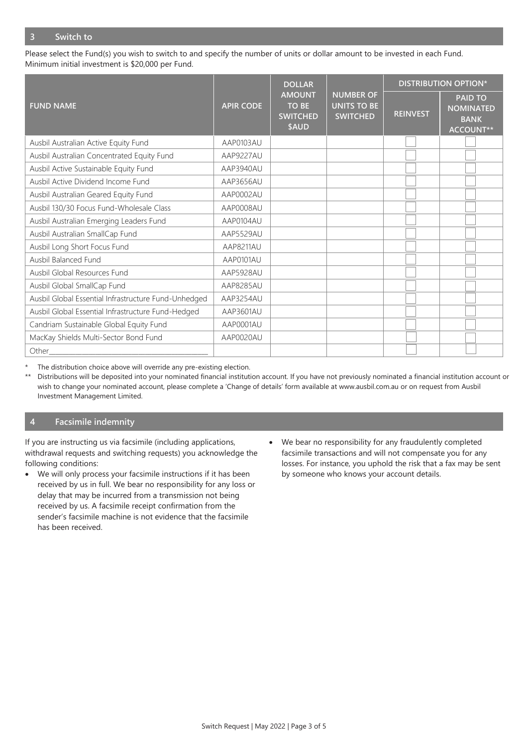## 3 Switch to

Please select the Fund(s) you wish to switch to and specify the number of units or dollar amount to be invested in each Fund. Minimum initial investment is $20,000 per Fund.

| FUND NAME | APIR CODE | DOLLAR AMOUNT TO BE SWITCHED $AUD | NUMBER OF UNITS TO BE SWITCHED | DISTRIBUTION OPTION* | |
|---|---|---|---|---|---|
| | | | | REINVEST | PAID TO NOMINATED BANK ACCOUNT** |
| Ausbil Australian Active Equity Fund | AAP0103AU | | | ☐ | ☐ |
| Ausbil Australian Concentrated Equity Fund | AAP9227AU | | | ☐ | ☐ |
| Ausbil Active Sustainable Equity Fund | AAP3940AU | | | ☐ | ☐ |
| Ausbil Active Dividend Income Fund | AAP3656AU | | | ☐ | ☐ |
| Ausbil Australian Geared Equity Fund | AAP0002AU | | | ☐ | ☐ |
| Ausbil 130/30 Focus Fund-Wholesale Class | AAP0008AU | | | ☐ | ☐ |
| Ausbil Australian Emerging Leaders Fund | AAP0104AU | | | ☐ | ☐ |
| Ausbil Australian SmallCap Fund | AAP5529AU | | | ☐ | ☐ |
| Ausbil Long Short Focus Fund | AAP8211AU | | | ☐ | ☐ |
| Ausbil Balanced Fund | AAP0101AU | | | ☐ | ☐ |
| Ausbil Global Resources Fund | AAP5928AU | | | ☐ | ☐ |
| Ausbil Global SmallCap Fund | AAP8285AU | | | ☐ | ☐ |
| Ausbil Global Essential Infrastructure Fund-Unhedged | AAP3254AU | | | ☐ | ☐ |
| Ausbil Global Essential Infrastructure Fund-Hedged | AAP3601AU | | | ☐ | ☐ |
| Candriam Sustainable Global Equity Fund | AAP0001AU | | | ☐ | ☐ |
| MacKay Shields Multi-Sector Bond Fund | AAP0020AU | | | ☐ | ☐ |
| Other\_\_\_\_\_\_\_\_\_\_\_\_\_\_\_\_\_\_\_\_ | | | | ☐ | ☐ |

\* The distribution choice above will override any pre-existing election.

\*\* Distributions will be deposited into your nominated financial institution account. If you have not previously nominated a financial institution account or wish to change your nominated account, please complete a 'Change of details' form available at www.ausbil.com.au or on request from Ausbil Investment Management Limited.

## 4 Facsimile indemnity

If you are instructing us via facsimile (including applications, withdrawal requests and switching requests) you acknowledge the following conditions:

- We will only process your facsimile instructions if it has been received by us in full. We bear no responsibility for any loss or delay that may be incurred from a transmission not being received by us. A facsimile receipt confirmation from the sender's facsimile machine is not evidence that the facsimile has been received.
- We bear no responsibility for any fraudulently completed facsimile transactions and will not compensate you for any losses. For instance, you uphold the risk that a fax may be sent by someone who knows your account details.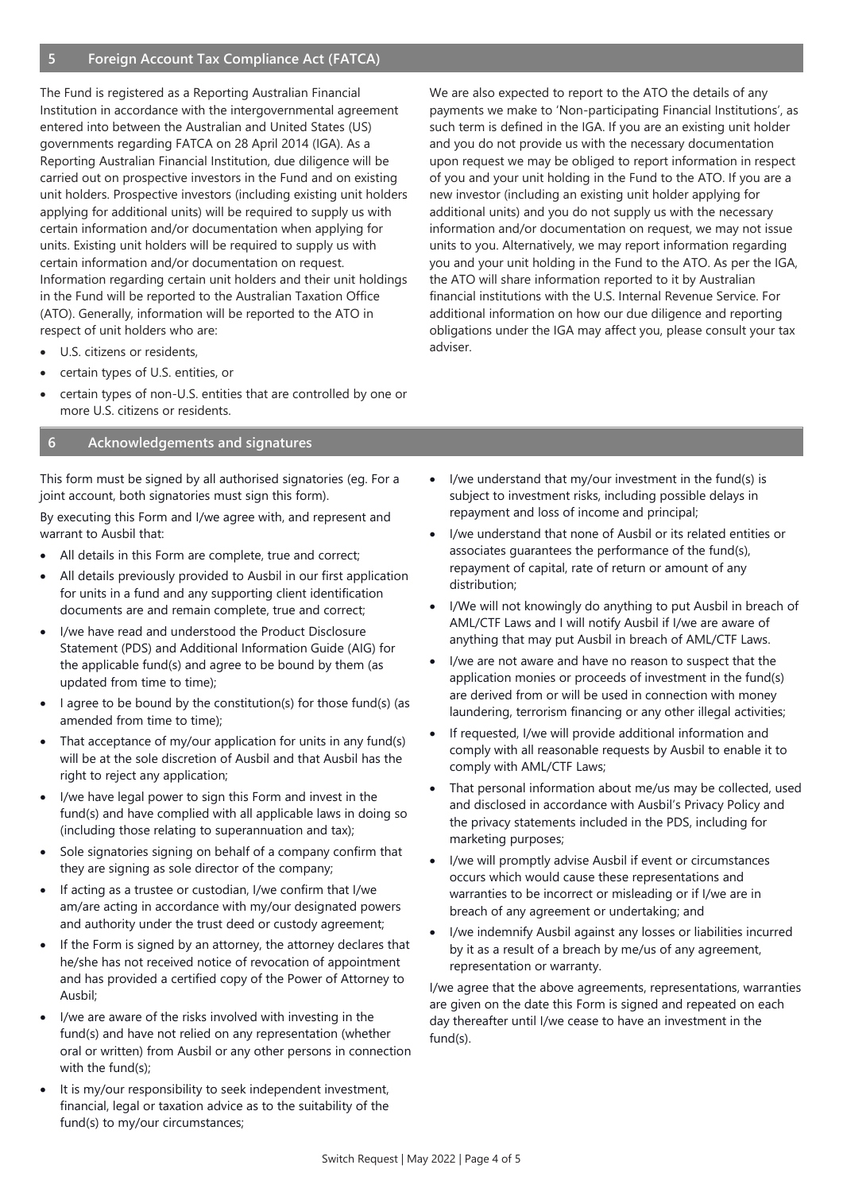## 5 Foreign Account Tax Compliance Act (FATCA)

The Fund is registered as a Reporting Australian Financial Institution in accordance with the intergovernmental agreement entered into between the Australian and United States (US) governments regarding FATCA on 28 April 2014 (IGA). As a Reporting Australian Financial Institution, due diligence will be carried out on prospective investors in the Fund and on existing unit holders. Prospective investors (including existing unit holders applying for additional units) will be required to supply us with certain information and/or documentation when applying for units. Existing unit holders will be required to supply us with certain information and/or documentation on request. Information regarding certain unit holders and their unit holdings in the Fund will be reported to the Australian Taxation Office (ATO). Generally, information will be reported to the ATO in respect of unit holders who are:

- U.S. citizens or residents,
- certain types of U.S. entities, or
- certain types of non-U.S. entities that are controlled by one or more U.S. citizens or residents.

We are also expected to report to the ATO the details of any payments we make to 'Non-participating Financial Institutions', as such term is defined in the IGA. If you are an existing unit holder and you do not provide us with the necessary documentation upon request we may be obliged to report information in respect of you and your unit holding in the Fund to the ATO. If you are a new investor (including an existing unit holder applying for additional units) and you do not supply us with the necessary information and/or documentation on request, we may not issue units to you. Alternatively, we may report information regarding you and your unit holding in the Fund to the ATO. As per the IGA, the ATO will share information reported to it by Australian financial institutions with the U.S. Internal Revenue Service. For additional information on how our due diligence and reporting obligations under the IGA may affect you, please consult your tax adviser.

## 6 Acknowledgements and signatures

This form must be signed by all authorised signatories (eg. For a joint account, both signatories must sign this form).

By executing this Form and I/we agree with, and represent and warrant to Ausbil that:

- All details in this Form are complete, true and correct;
- All details previously provided to Ausbil in our first application for units in a fund and any supporting client identification documents are and remain complete, true and correct;
- I/we have read and understood the Product Disclosure Statement (PDS) and Additional Information Guide (AIG) for the applicable fund(s) and agree to be bound by them (as updated from time to time);
- I agree to be bound by the constitution(s) for those fund(s) (as amended from time to time);
- That acceptance of my/our application for units in any fund(s) will be at the sole discretion of Ausbil and that Ausbil has the right to reject any application;
- I/we have legal power to sign this Form and invest in the fund(s) and have complied with all applicable laws in doing so (including those relating to superannuation and tax);
- Sole signatories signing on behalf of a company confirm that they are signing as sole director of the company;
- If acting as a trustee or custodian, I/we confirm that I/we am/are acting in accordance with my/our designated powers and authority under the trust deed or custody agreement;
- If the Form is signed by an attorney, the attorney declares that he/she has not received notice of revocation of appointment and has provided a certified copy of the Power of Attorney to Ausbil;
- I/we are aware of the risks involved with investing in the fund(s) and have not relied on any representation (whether oral or written) from Ausbil or any other persons in connection with the fund(s);
- It is my/our responsibility to seek independent investment, financial, legal or taxation advice as to the suitability of the fund(s) to my/our circumstances;
- I/we understand that my/our investment in the fund(s) is subject to investment risks, including possible delays in repayment and loss of income and principal;
- I/we understand that none of Ausbil or its related entities or associates guarantees the performance of the fund(s), repayment of capital, rate of return or amount of any distribution;
- I/We will not knowingly do anything to put Ausbil in breach of AML/CTF Laws and I will notify Ausbil if I/we are aware of anything that may put Ausbil in breach of AML/CTF Laws.
- I/we are not aware and have no reason to suspect that the application monies or proceeds of investment in the fund(s) are derived from or will be used in connection with money laundering, terrorism financing or any other illegal activities;
- If requested, I/we will provide additional information and comply with all reasonable requests by Ausbil to enable it to comply with AML/CTF Laws;
- That personal information about me/us may be collected, used and disclosed in accordance with Ausbil's Privacy Policy and the privacy statements included in the PDS, including for marketing purposes;
- I/we will promptly advise Ausbil if event or circumstances occurs which would cause these representations and warranties to be incorrect or misleading or if I/we are in breach of any agreement or undertaking; and
- I/we indemnify Ausbil against any losses or liabilities incurred by it as a result of a breach by me/us of any agreement, representation or warranty.

I/we agree that the above agreements, representations, warranties are given on the date this Form is signed and repeated on each day thereafter until I/we cease to have an investment in the fund(s).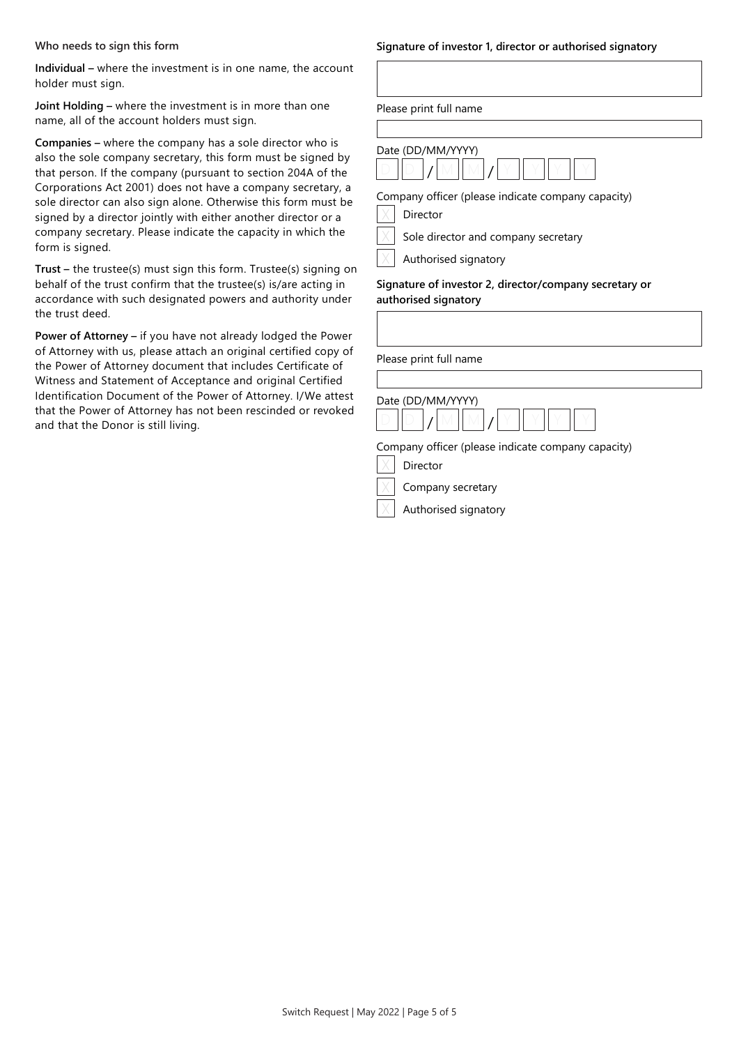**Who needs to sign this form**

**Individual –** where the investment is in one name, the account holder must sign.

**Joint Holding –** where the investment is in more than one name, all of the account holders must sign.

**Companies –** where the company has a sole director who is also the sole company secretary, this form must be signed by that person. If the company (pursuant to section 204A of the Corporations Act 2001) does not have a company secretary, a sole director can also sign alone. Otherwise this form must be signed by a director jointly with either another director or a company secretary. Please indicate the capacity in which the form is signed.

**Trust –** the trustee(s) must sign this form. Trustee(s) signing on behalf of the trust confirm that the trustee(s) is/are acting in accordance with such designated powers and authority under the trust deed.

**Power of Attorney –** if you have not already lodged the Power of Attorney with us, please attach an original certified copy of the Power of Attorney document that includes Certificate of Witness and Statement of Acceptance and original Certified Identification Document of the Power of Attorney. I/We attest that the Power of Attorney has not been rescinded or revoked and that the Donor is still living.

**Signature of investor 1, director or authorised signatory**

Please print full name

Date (DD/MM/YYYY)

D D / M M / Y Y Y Y

Company officer (please indicate company capacity)

- [ ] Director
- [ ] Sole director and company secretary
- [ ] Authorised signatory

**Signature of investor 2, director/company secretary or authorised signatory**

Please print full name

Date (DD/MM/YYYY)

D D / M M / Y Y Y Y

Company officer (please indicate company capacity)

- [ ] Director
- [ ] Company secretary
- [ ] Authorised signatory